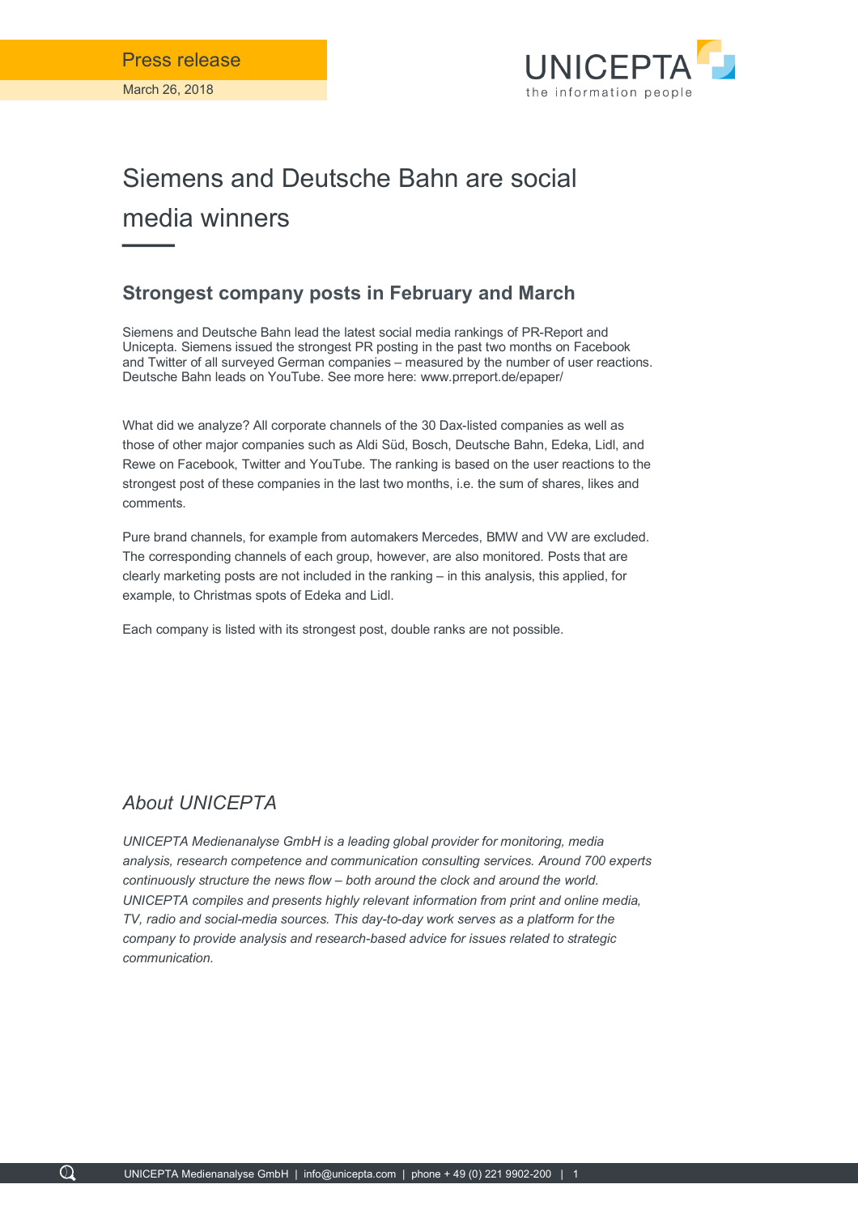Press release

March 26, 2018

# Siemens and Deutsche Bahn are social media winners

## Strongest company posts in February and March

Siemens and Deutsche Bahn lead the latest social media rankings of PR-Report and Unicepta. Siemens issued the strongest PR posting in the past two months on Facebook and Twitter of all surveyed German companies – measured by the number of user reactions. Deutsche Bahn leads on YouTube. See more here: www.prreport.de/epaper/

What did we analyze? All corporate channels of the 30 Dax-listed companies as well as those of other major companies such as Aldi Süd, Bosch, Deutsche Bahn, Edeka, Lidl, and Rewe on Facebook, Twitter and YouTube. The ranking is based on the user reactions to the strongest post of these companies in the last two months, i.e. the sum of shares, likes and comments.

Pure brand channels, for example from automakers Mercedes, BMW and VW are excluded. The corresponding channels of each group, however, are also monitored. Posts that are clearly marketing posts are not included in the ranking – in this analysis, this applied, for example, to Christmas spots of Edeka and Lidl.

Each company is listed with its strongest post, double ranks are not possible.

## *About UNICEPTA*

*UNICEPTA Medienanalyse GmbH is a leading global provider for monitoring, media analysis, research competence and communication consulting services. Around 700 experts continuously structure the news flow – both around the clock and around the world. UNICEPTA compiles and presents highly relevant information from print and online media, TV, radio and social-media sources. This day-to-day work serves as a platform for the company to provide analysis and research-based advice for issues related to strategic communication.*

UNICEPTA Medienanalyse GmbH | info@unicepta.com | phone + 49 (0) 221 9902-200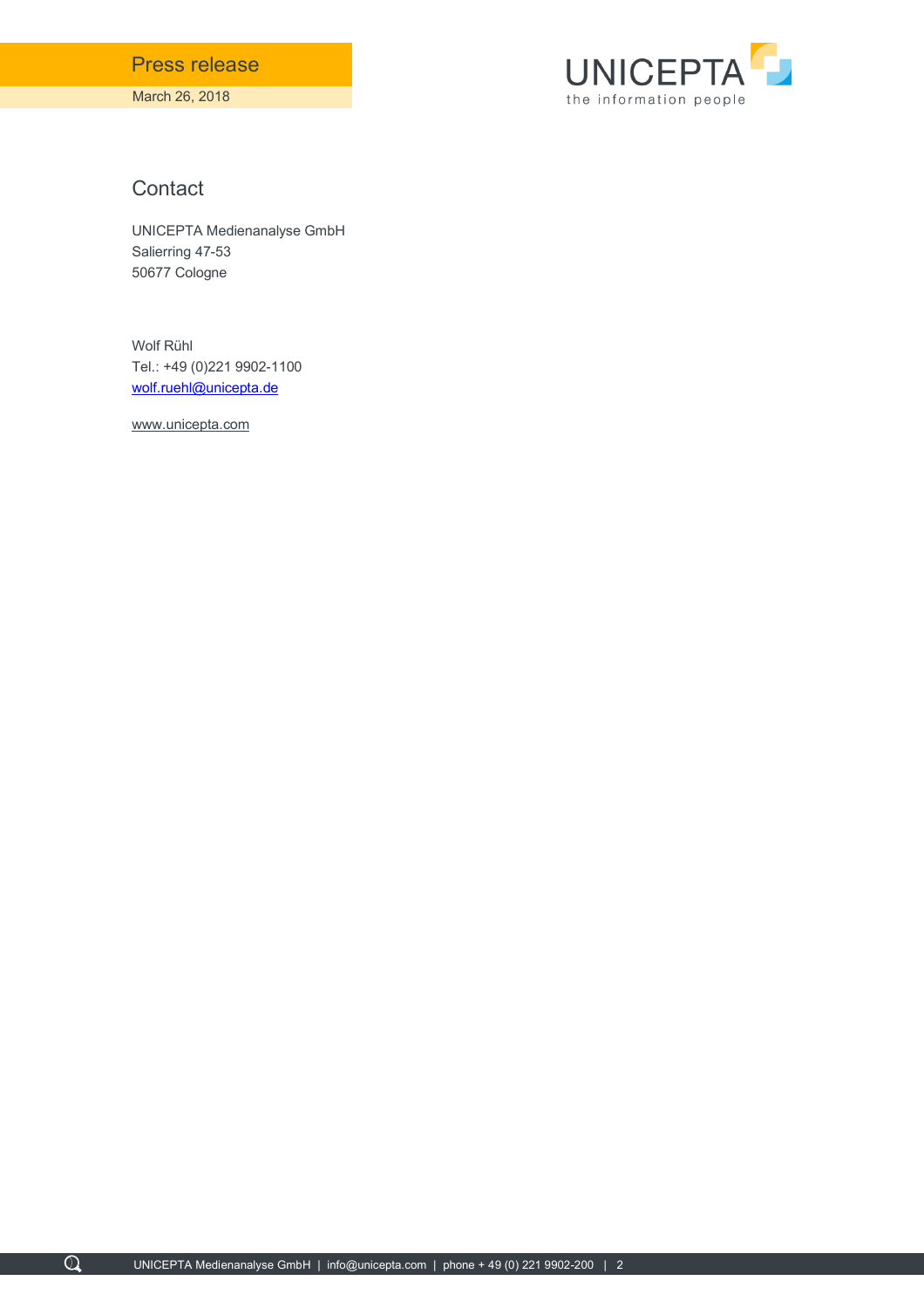## Contact

UNICEPTA Medienanalyse GmbH
Salierring 47-53
50677 Cologne

Wolf Rühl
Tel.: +49 (0)221 9902-1100
wolf.ruehl@unicepta.de

www.unicepta.com